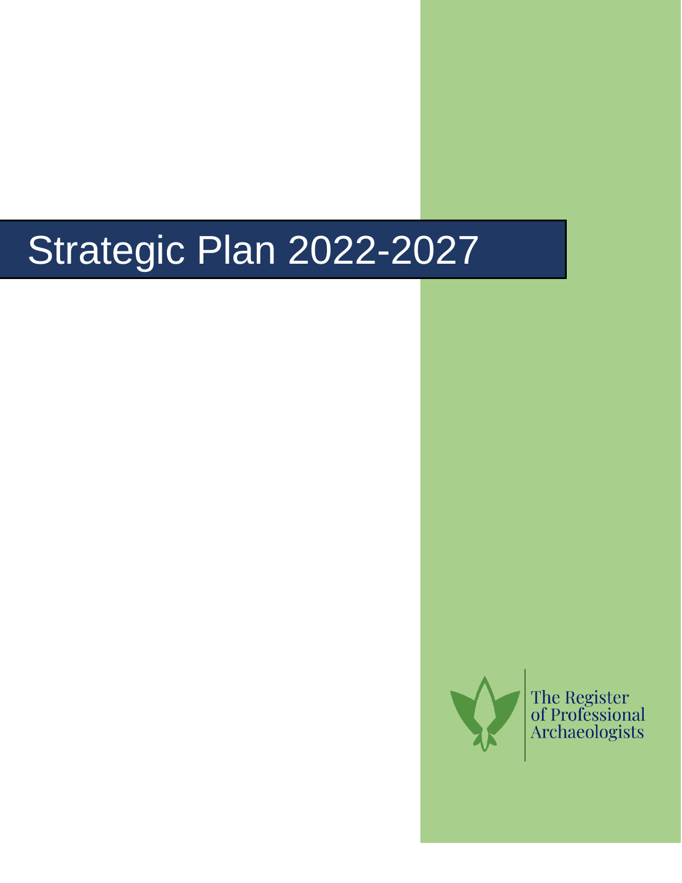# Strategic Plan 2022-2027

The Register of Professional Archaeologists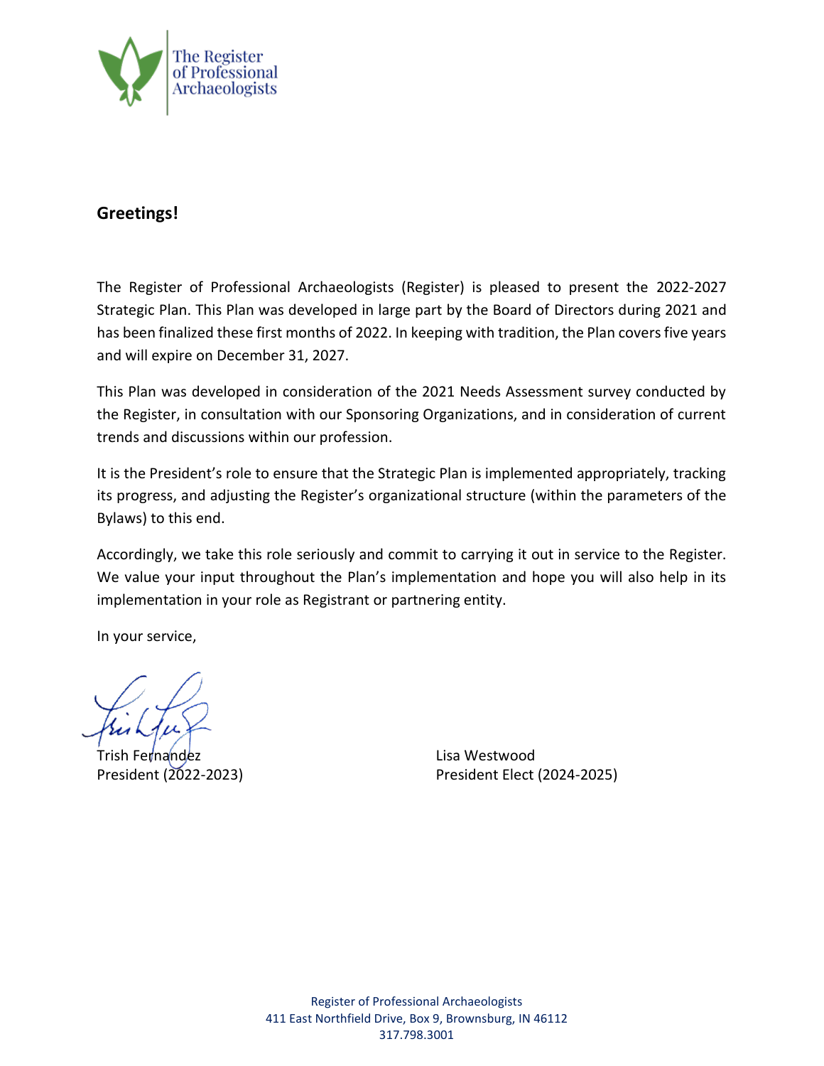The Register of Professional Archaeologists

## Greetings!

The Register of Professional Archaeologists (Register) is pleased to present the 2022-2027 Strategic Plan. This Plan was developed in large part by the Board of Directors during 2021 and has been finalized these first months of 2022. In keeping with tradition, the Plan covers five years and will expire on December 31, 2027.

This Plan was developed in consideration of the 2021 Needs Assessment survey conducted by the Register, in consultation with our Sponsoring Organizations, and in consideration of current trends and discussions within our profession.

It is the President's role to ensure that the Strategic Plan is implemented appropriately, tracking its progress, and adjusting the Register's organizational structure (within the parameters of the Bylaws) to this end.

Accordingly, we take this role seriously and commit to carrying it out in service to the Register. We value your input throughout the Plan's implementation and hope you will also help in its implementation in your role as Registrant or partnering entity.

In your service,

Trish Fernandez
President (2022-2023)

Lisa Westwood
President Elect (2024-2025)

Register of Professional Archaeologists
411 East Northfield Drive, Box 9, Brownsburg, IN 46112
317.798.3001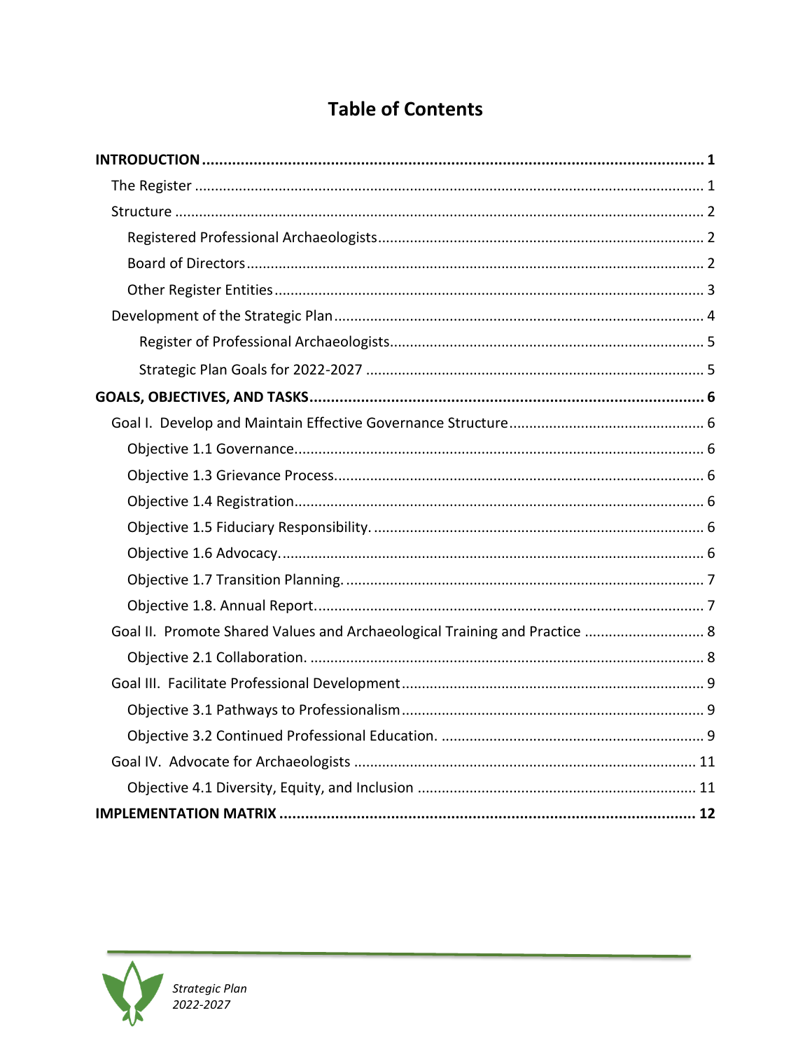# Table of Contents

**INTRODUCTION** .......... **1**

- The Register .......... 1
- Structure .......... 2
  - Registered Professional Archaeologists .......... 2
  - Board of Directors .......... 2
  - Other Register Entities .......... 3
- Development of the Strategic Plan .......... 4
  - Register of Professional Archaeologists .......... 5
  - Strategic Plan Goals for 2022-2027 .......... 5

**GOALS, OBJECTIVES, AND TASKS** .......... **6**

- Goal I. Develop and Maintain Effective Governance Structure .......... 6
  - Objective 1.1 Governance. .......... 6
  - Objective 1.3 Grievance Process. .......... 6
  - Objective 1.4 Registration .......... 6
  - Objective 1.5 Fiduciary Responsibility. .......... 6
  - Objective 1.6 Advocacy. .......... 6
  - Objective 1.7 Transition Planning. .......... 7
  - Objective 1.8. Annual Report. .......... 7
- Goal II. Promote Shared Values and Archaeological Training and Practice .......... 8
  - Objective 2.1 Collaboration. .......... 8
- Goal III. Facilitate Professional Development .......... 9
  - Objective 3.1 Pathways to Professionalism .......... 9
  - Objective 3.2 Continued Professional Education. .......... 9
- Goal IV. Advocate for Archaeologists .......... 11
  - Objective 4.1 Diversity, Equity, and Inclusion .......... 11

**IMPLEMENTATION MATRIX** .......... **12**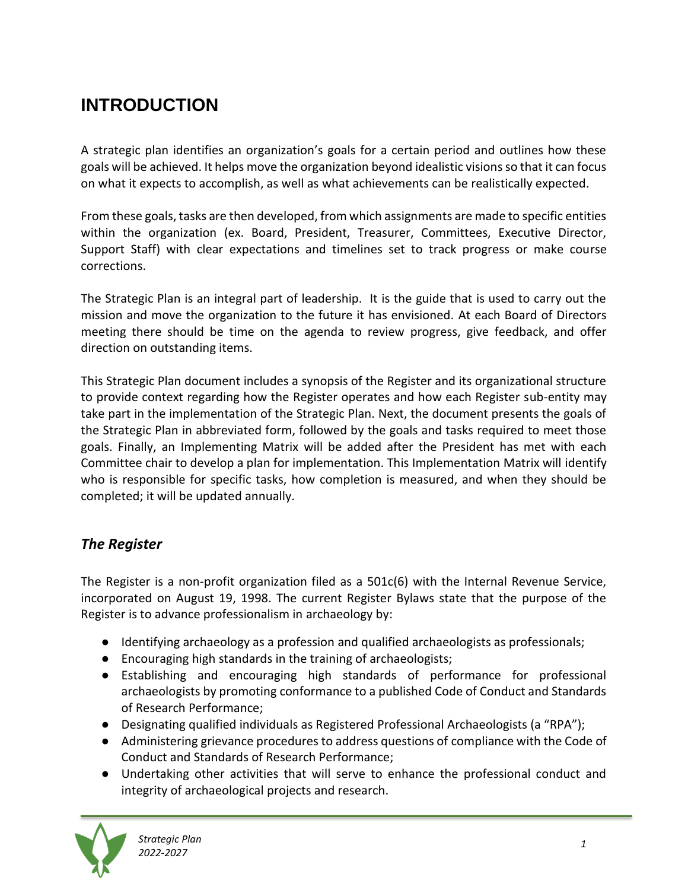# INTRODUCTION

A strategic plan identifies an organization's goals for a certain period and outlines how these goals will be achieved. It helps move the organization beyond idealistic visions so that it can focus on what it expects to accomplish, as well as what achievements can be realistically expected.

From these goals, tasks are then developed, from which assignments are made to specific entities within the organization (ex. Board, President, Treasurer, Committees, Executive Director, Support Staff) with clear expectations and timelines set to track progress or make course corrections.

The Strategic Plan is an integral part of leadership. It is the guide that is used to carry out the mission and move the organization to the future it has envisioned. At each Board of Directors meeting there should be time on the agenda to review progress, give feedback, and offer direction on outstanding items.

This Strategic Plan document includes a synopsis of the Register and its organizational structure to provide context regarding how the Register operates and how each Register sub-entity may take part in the implementation of the Strategic Plan. Next, the document presents the goals of the Strategic Plan in abbreviated form, followed by the goals and tasks required to meet those goals. Finally, an Implementing Matrix will be added after the President has met with each Committee chair to develop a plan for implementation. This Implementation Matrix will identify who is responsible for specific tasks, how completion is measured, and when they should be completed; it will be updated annually.

## *The Register*

The Register is a non-profit organization filed as a 501c(6) with the Internal Revenue Service, incorporated on August 19, 1998. The current Register Bylaws state that the purpose of the Register is to advance professionalism in archaeology by:

- Identifying archaeology as a profession and qualified archaeologists as professionals;
- Encouraging high standards in the training of archaeologists;
- Establishing and encouraging high standards of performance for professional archaeologists by promoting conformance to a published Code of Conduct and Standards of Research Performance;
- Designating qualified individuals as Registered Professional Archaeologists (a "RPA");
- Administering grievance procedures to address questions of compliance with the Code of Conduct and Standards of Research Performance;
- Undertaking other activities that will serve to enhance the professional conduct and integrity of archaeological projects and research.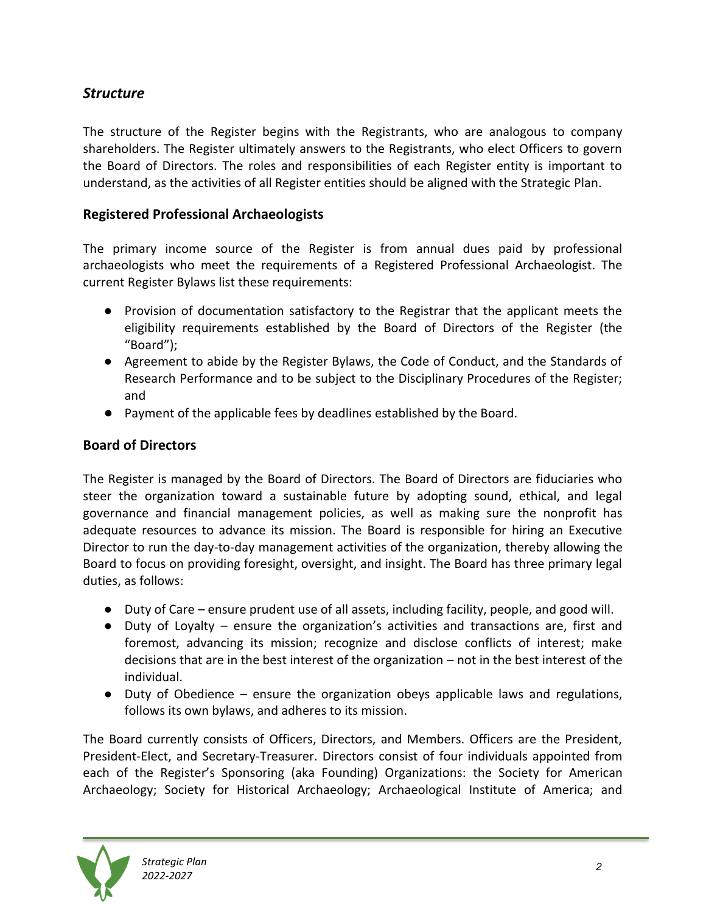## *Structure*

The structure of the Register begins with the Registrants, who are analogous to company shareholders. The Register ultimately answers to the Registrants, who elect Officers to govern the Board of Directors. The roles and responsibilities of each Register entity is important to understand, as the activities of all Register entities should be aligned with the Strategic Plan.

### Registered Professional Archaeologists

The primary income source of the Register is from annual dues paid by professional archaeologists who meet the requirements of a Registered Professional Archaeologist. The current Register Bylaws list these requirements:

- Provision of documentation satisfactory to the Registrar that the applicant meets the eligibility requirements established by the Board of Directors of the Register (the "Board");
- Agreement to abide by the Register Bylaws, the Code of Conduct, and the Standards of Research Performance and to be subject to the Disciplinary Procedures of the Register; and
- Payment of the applicable fees by deadlines established by the Board.

### Board of Directors

The Register is managed by the Board of Directors. The Board of Directors are fiduciaries who steer the organization toward a sustainable future by adopting sound, ethical, and legal governance and financial management policies, as well as making sure the nonprofit has adequate resources to advance its mission. The Board is responsible for hiring an Executive Director to run the day-to-day management activities of the organization, thereby allowing the Board to focus on providing foresight, oversight, and insight. The Board has three primary legal duties, as follows:

- Duty of Care – ensure prudent use of all assets, including facility, people, and good will.
- Duty of Loyalty – ensure the organization's activities and transactions are, first and foremost, advancing its mission; recognize and disclose conflicts of interest; make decisions that are in the best interest of the organization – not in the best interest of the individual.
- Duty of Obedience – ensure the organization obeys applicable laws and regulations, follows its own bylaws, and adheres to its mission.

The Board currently consists of Officers, Directors, and Members. Officers are the President, President-Elect, and Secretary-Treasurer. Directors consist of four individuals appointed from each of the Register's Sponsoring (aka Founding) Organizations: the Society for American Archaeology; Society for Historical Archaeology; Archaeological Institute of America; and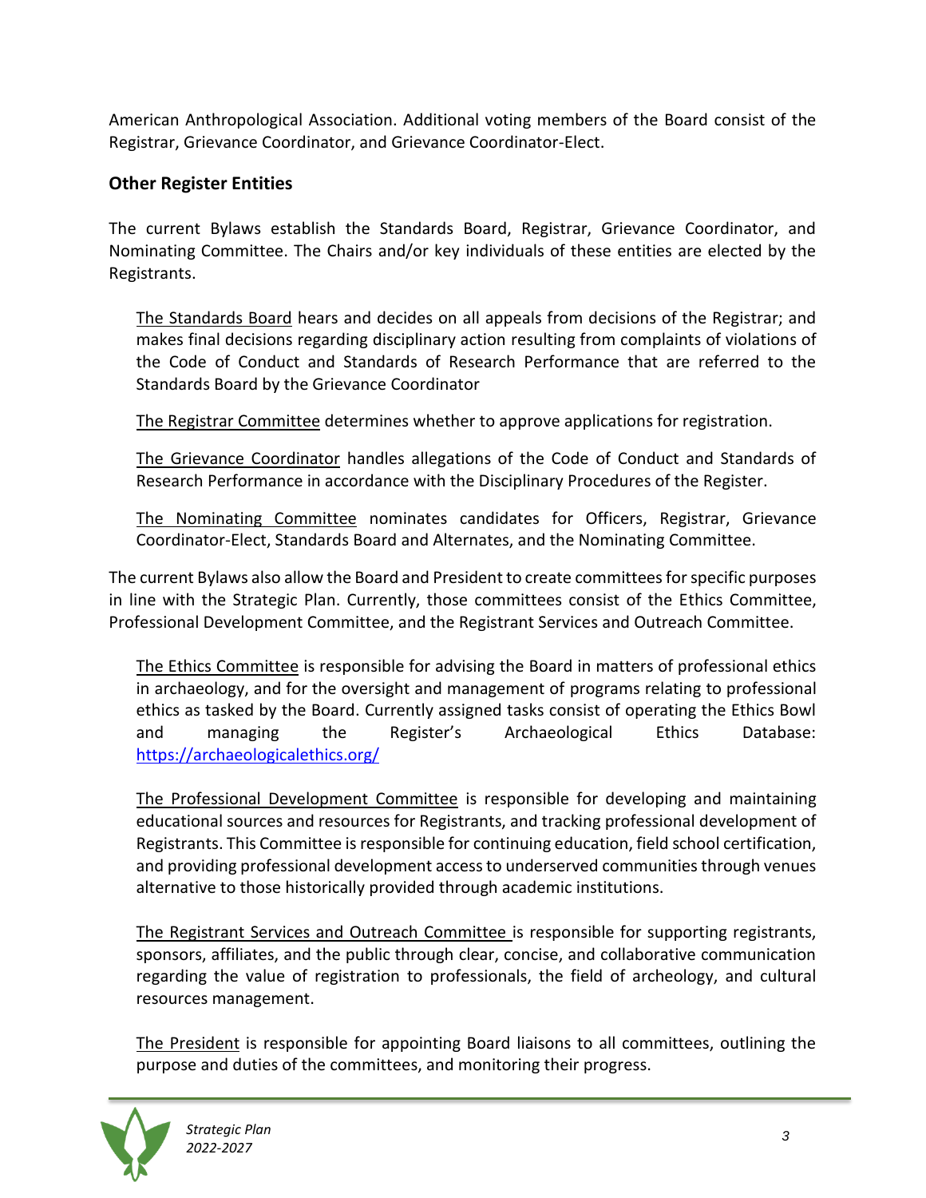American Anthropological Association. Additional voting members of the Board consist of the Registrar, Grievance Coordinator, and Grievance Coordinator-Elect.

## Other Register Entities

The current Bylaws establish the Standards Board, Registrar, Grievance Coordinator, and Nominating Committee. The Chairs and/or key individuals of these entities are elected by the Registrants.

The Standards Board hears and decides on all appeals from decisions of the Registrar; and makes final decisions regarding disciplinary action resulting from complaints of violations of the Code of Conduct and Standards of Research Performance that are referred to the Standards Board by the Grievance Coordinator

The Registrar Committee determines whether to approve applications for registration.

The Grievance Coordinator handles allegations of the Code of Conduct and Standards of Research Performance in accordance with the Disciplinary Procedures of the Register.

The Nominating Committee nominates candidates for Officers, Registrar, Grievance Coordinator-Elect, Standards Board and Alternates, and the Nominating Committee.

The current Bylaws also allow the Board and President to create committees for specific purposes in line with the Strategic Plan. Currently, those committees consist of the Ethics Committee, Professional Development Committee, and the Registrant Services and Outreach Committee.

The Ethics Committee is responsible for advising the Board in matters of professional ethics in archaeology, and for the oversight and management of programs relating to professional ethics as tasked by the Board. Currently assigned tasks consist of operating the Ethics Bowl and managing the Register's Archaeological Ethics Database: https://archaeologicalethics.org/

The Professional Development Committee is responsible for developing and maintaining educational sources and resources for Registrants, and tracking professional development of Registrants. This Committee is responsible for continuing education, field school certification, and providing professional development access to underserved communities through venues alternative to those historically provided through academic institutions.

The Registrant Services and Outreach Committee is responsible for supporting registrants, sponsors, affiliates, and the public through clear, concise, and collaborative communication regarding the value of registration to professionals, the field of archeology, and cultural resources management.

The President is responsible for appointing Board liaisons to all committees, outlining the purpose and duties of the committees, and monitoring their progress.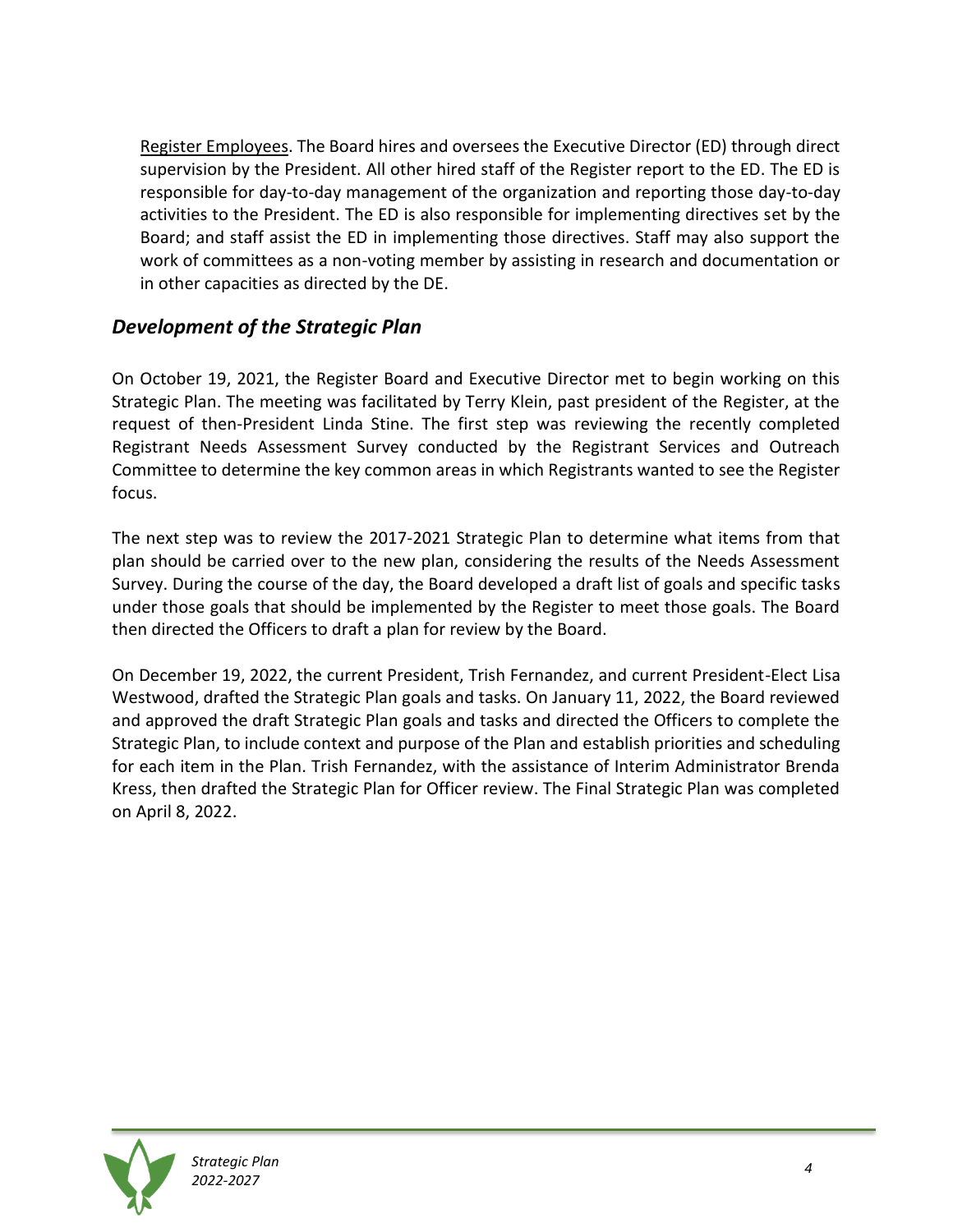Register Employees. The Board hires and oversees the Executive Director (ED) through direct supervision by the President. All other hired staff of the Register report to the ED. The ED is responsible for day-to-day management of the organization and reporting those day-to-day activities to the President. The ED is also responsible for implementing directives set by the Board; and staff assist the ED in implementing those directives. Staff may also support the work of committees as a non-voting member by assisting in research and documentation or in other capacities as directed by the DE.

## *Development of the Strategic Plan*

On October 19, 2021, the Register Board and Executive Director met to begin working on this Strategic Plan. The meeting was facilitated by Terry Klein, past president of the Register, at the request of then-President Linda Stine. The first step was reviewing the recently completed Registrant Needs Assessment Survey conducted by the Registrant Services and Outreach Committee to determine the key common areas in which Registrants wanted to see the Register focus.

The next step was to review the 2017-2021 Strategic Plan to determine what items from that plan should be carried over to the new plan, considering the results of the Needs Assessment Survey. During the course of the day, the Board developed a draft list of goals and specific tasks under those goals that should be implemented by the Register to meet those goals. The Board then directed the Officers to draft a plan for review by the Board.

On December 19, 2022, the current President, Trish Fernandez, and current President-Elect Lisa Westwood, drafted the Strategic Plan goals and tasks. On January 11, 2022, the Board reviewed and approved the draft Strategic Plan goals and tasks and directed the Officers to complete the Strategic Plan, to include context and purpose of the Plan and establish priorities and scheduling for each item in the Plan. Trish Fernandez, with the assistance of Interim Administrator Brenda Kress, then drafted the Strategic Plan for Officer review. The Final Strategic Plan was completed on April 8, 2022.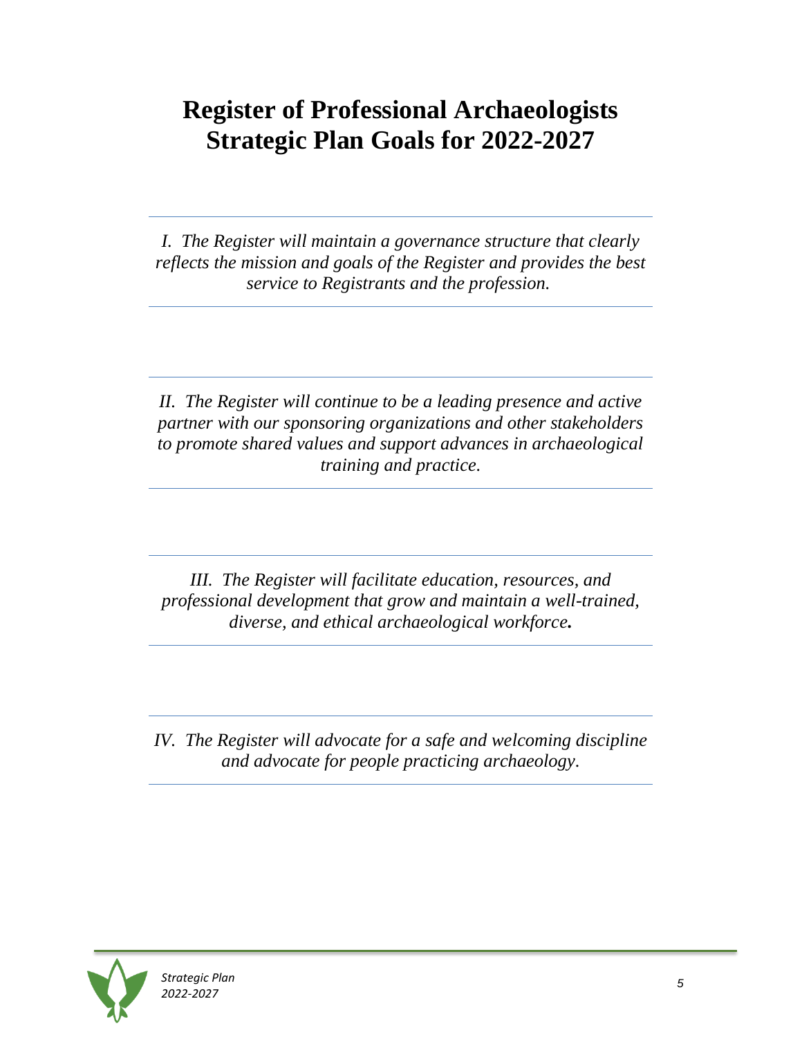# Register of Professional Archaeologists Strategic Plan Goals for 2022-2027

---

*I. The Register will maintain a governance structure that clearly reflects the mission and goals of the Register and provides the best service to Registrants and the profession.*

---

*II. The Register will continue to be a leading presence and active partner with our sponsoring organizations and other stakeholders to promote shared values and support advances in archaeological training and practice.*

---

*III. The Register will facilitate education, resources, and professional development that grow and maintain a well-trained, diverse, and ethical archaeological workforce.*

---

*IV. The Register will advocate for a safe and welcoming discipline and advocate for people practicing archaeology.*

---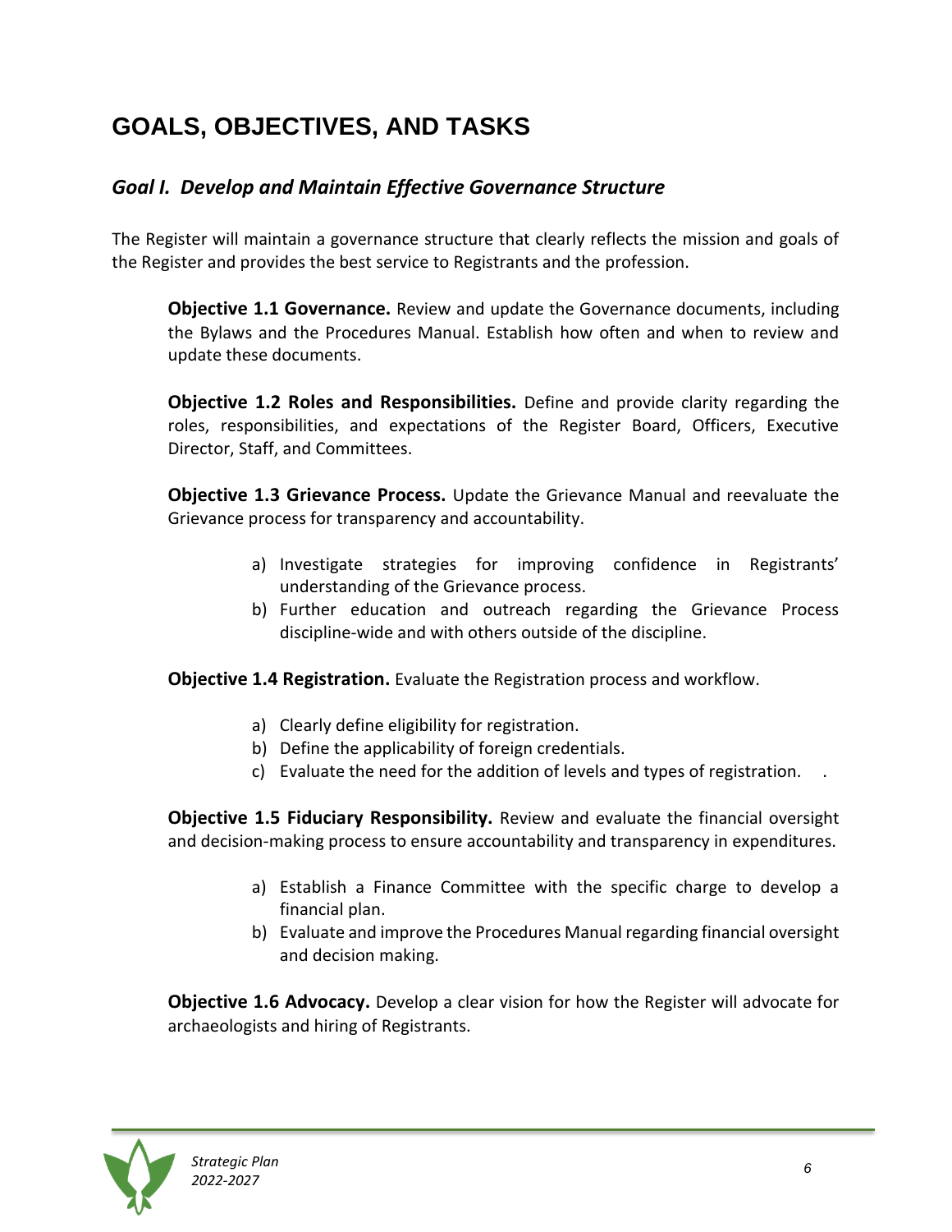# GOALS, OBJECTIVES, AND TASKS

## *Goal I. Develop and Maintain Effective Governance Structure*

The Register will maintain a governance structure that clearly reflects the mission and goals of the Register and provides the best service to Registrants and the profession.

**Objective 1.1 Governance.** Review and update the Governance documents, including the Bylaws and the Procedures Manual. Establish how often and when to review and update these documents.

**Objective 1.2 Roles and Responsibilities.** Define and provide clarity regarding the roles, responsibilities, and expectations of the Register Board, Officers, Executive Director, Staff, and Committees.

**Objective 1.3 Grievance Process.** Update the Grievance Manual and reevaluate the Grievance process for transparency and accountability.

a) Investigate strategies for improving confidence in Registrants' understanding of the Grievance process.
b) Further education and outreach regarding the Grievance Process discipline-wide and with others outside of the discipline.

**Objective 1.4 Registration.** Evaluate the Registration process and workflow.

a) Clearly define eligibility for registration.
b) Define the applicability of foreign credentials.
c) Evaluate the need for the addition of levels and types of registration.

**Objective 1.5 Fiduciary Responsibility.** Review and evaluate the financial oversight and decision-making process to ensure accountability and transparency in expenditures.

a) Establish a Finance Committee with the specific charge to develop a financial plan.
b) Evaluate and improve the Procedures Manual regarding financial oversight and decision making.

**Objective 1.6 Advocacy.** Develop a clear vision for how the Register will advocate for archaeologists and hiring of Registrants.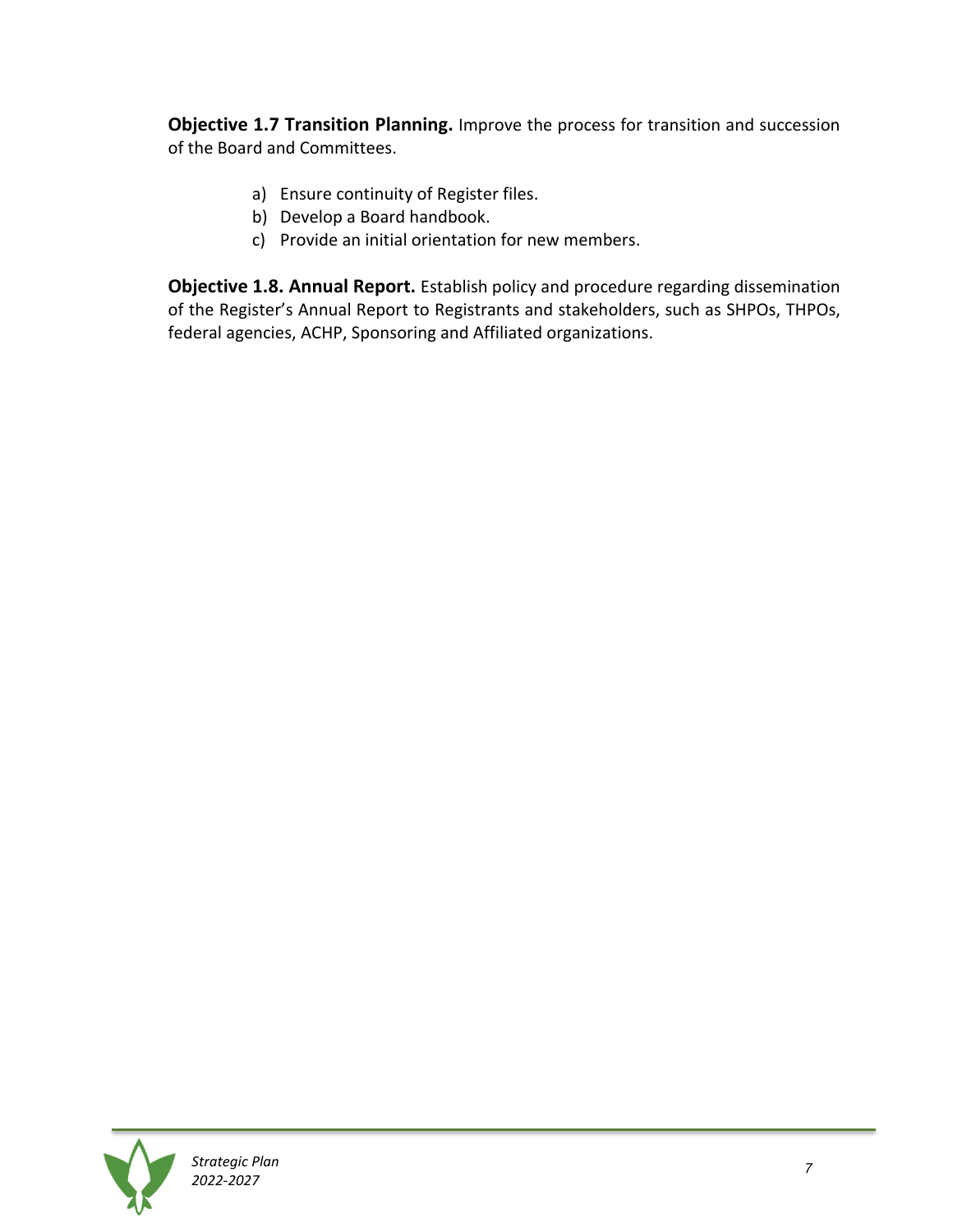**Objective 1.7 Transition Planning.** Improve the process for transition and succession of the Board and Committees.

a) Ensure continuity of Register files.
b) Develop a Board handbook.
c) Provide an initial orientation for new members.

**Objective 1.8. Annual Report.** Establish policy and procedure regarding dissemination of the Register's Annual Report to Registrants and stakeholders, such as SHPOs, THPOs, federal agencies, ACHP, Sponsoring and Affiliated organizations.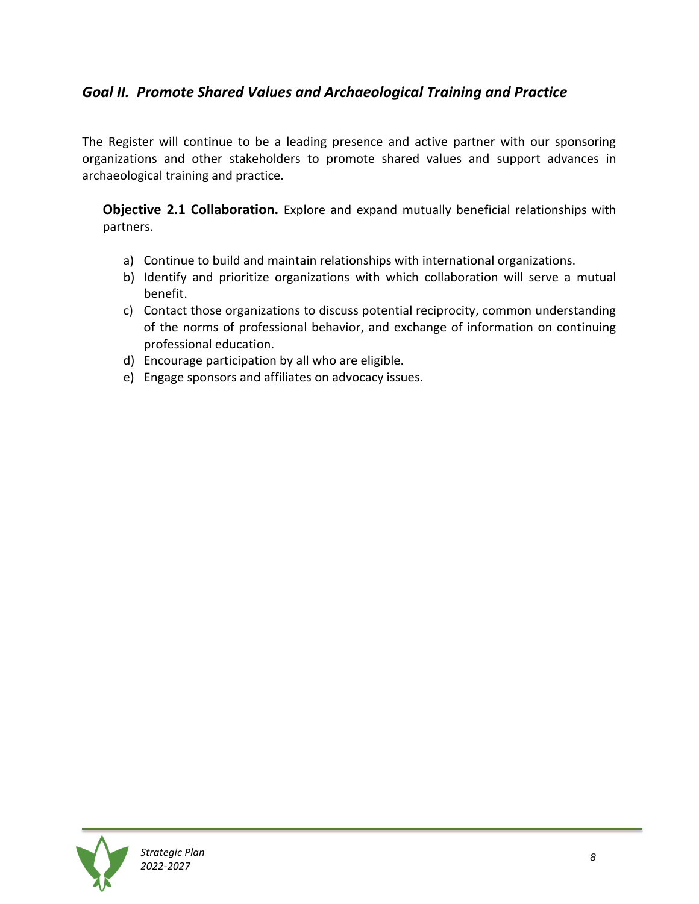## *Goal II. Promote Shared Values and Archaeological Training and Practice*

The Register will continue to be a leading presence and active partner with our sponsoring organizations and other stakeholders to promote shared values and support advances in archaeological training and practice.

**Objective 2.1 Collaboration.** Explore and expand mutually beneficial relationships with partners.

a) Continue to build and maintain relationships with international organizations.
b) Identify and prioritize organizations with which collaboration will serve a mutual benefit.
c) Contact those organizations to discuss potential reciprocity, common understanding of the norms of professional behavior, and exchange of information on continuing professional education.
d) Encourage participation by all who are eligible.
e) Engage sponsors and affiliates on advocacy issues.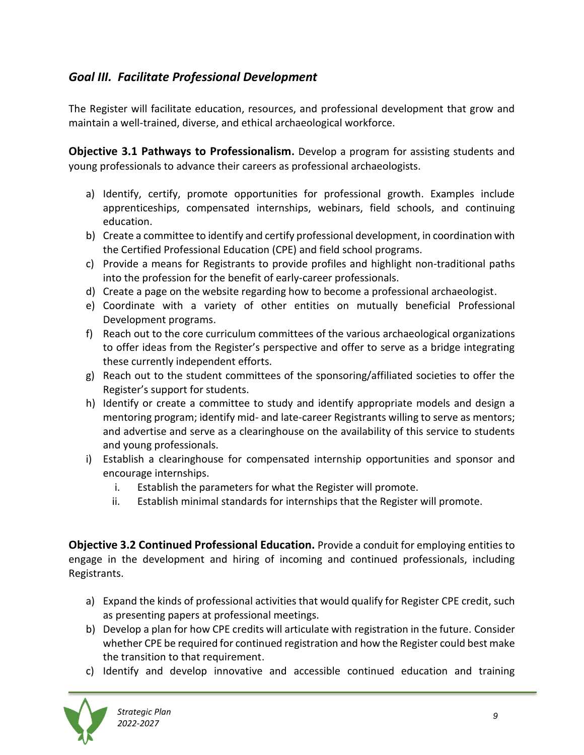## *Goal III. Facilitate Professional Development*

The Register will facilitate education, resources, and professional development that grow and maintain a well-trained, diverse, and ethical archaeological workforce.

**Objective 3.1 Pathways to Professionalism.** Develop a program for assisting students and young professionals to advance their careers as professional archaeologists.

a) Identify, certify, promote opportunities for professional growth. Examples include apprenticeships, compensated internships, webinars, field schools, and continuing education.
b) Create a committee to identify and certify professional development, in coordination with the Certified Professional Education (CPE) and field school programs.
c) Provide a means for Registrants to provide profiles and highlight non-traditional paths into the profession for the benefit of early-career professionals.
d) Create a page on the website regarding how to become a professional archaeologist.
e) Coordinate with a variety of other entities on mutually beneficial Professional Development programs.
f) Reach out to the core curriculum committees of the various archaeological organizations to offer ideas from the Register's perspective and offer to serve as a bridge integrating these currently independent efforts.
g) Reach out to the student committees of the sponsoring/affiliated societies to offer the Register's support for students.
h) Identify or create a committee to study and identify appropriate models and design a mentoring program; identify mid- and late-career Registrants willing to serve as mentors; and advertise and serve as a clearinghouse on the availability of this service to students and young professionals.
i) Establish a clearinghouse for compensated internship opportunities and sponsor and encourage internships.
    i. Establish the parameters for what the Register will promote.
    ii. Establish minimal standards for internships that the Register will promote.

**Objective 3.2 Continued Professional Education.** Provide a conduit for employing entities to engage in the development and hiring of incoming and continued professionals, including Registrants.

a) Expand the kinds of professional activities that would qualify for Register CPE credit, such as presenting papers at professional meetings.
b) Develop a plan for how CPE credits will articulate with registration in the future. Consider whether CPE be required for continued registration and how the Register could best make the transition to that requirement.
c) Identify and develop innovative and accessible continued education and training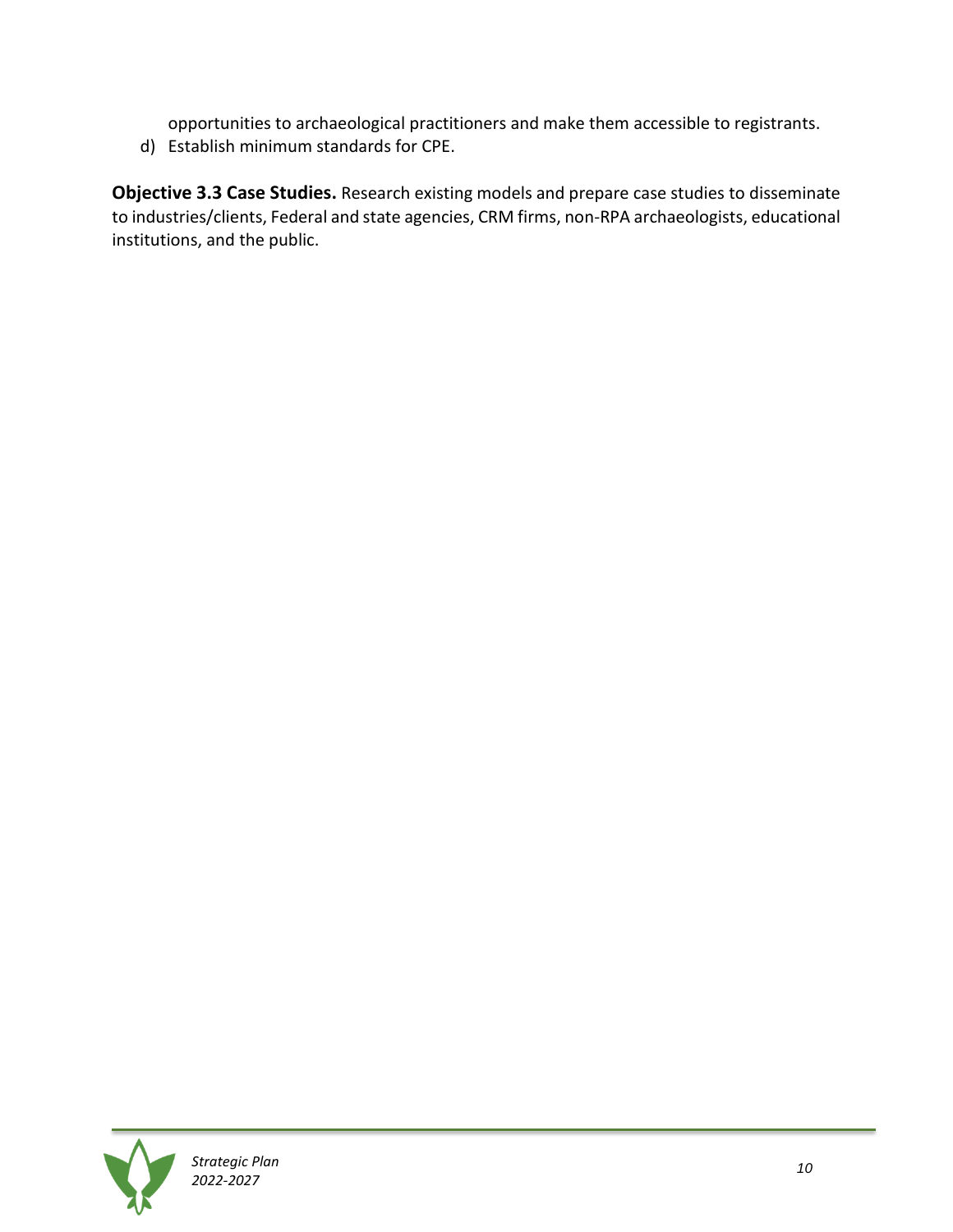opportunities to archaeological practitioners and make them accessible to registrants.

d) Establish minimum standards for CPE.

**Objective 3.3 Case Studies.** Research existing models and prepare case studies to disseminate to industries/clients, Federal and state agencies, CRM firms, non-RPA archaeologists, educational institutions, and the public.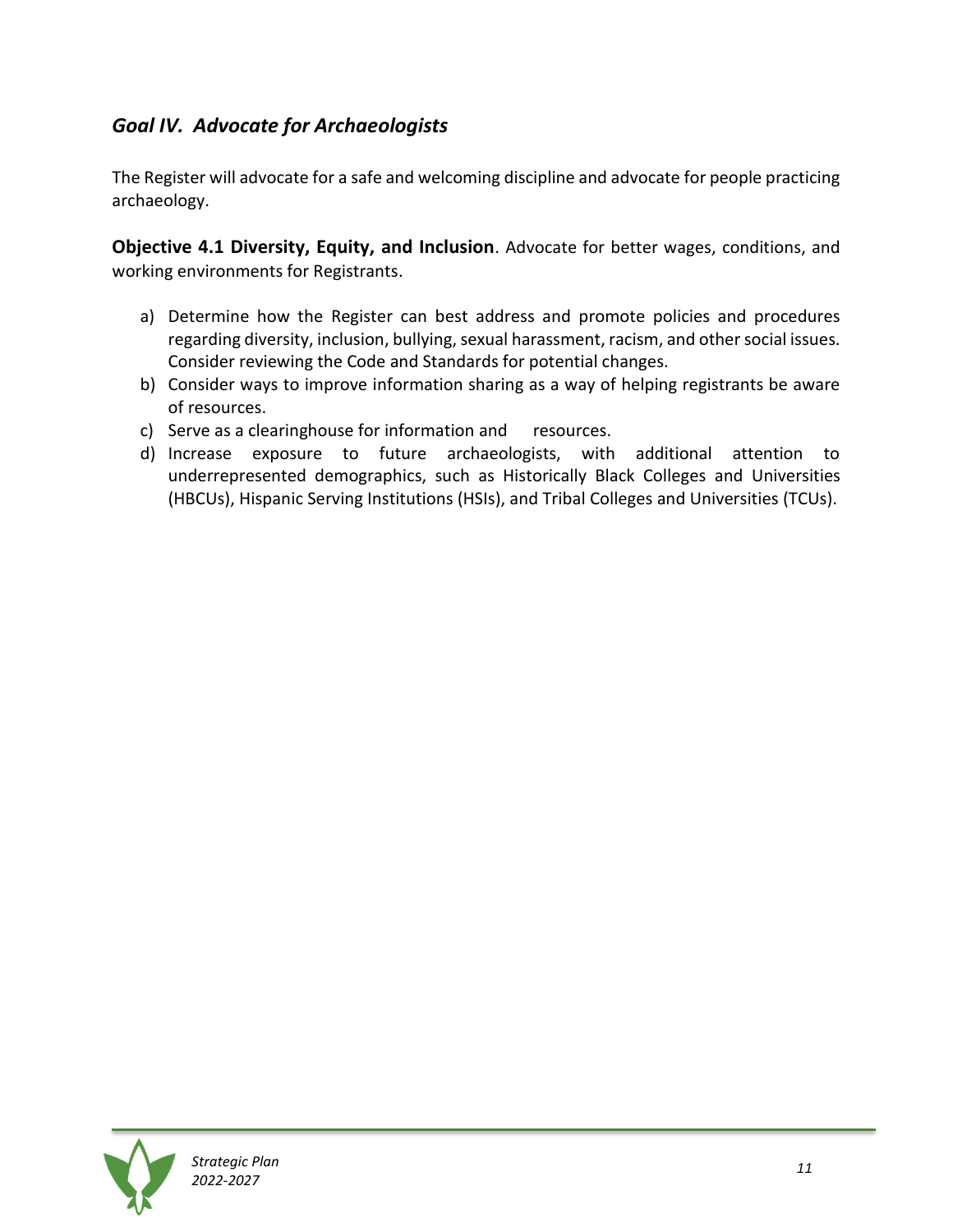## *Goal IV. Advocate for Archaeologists*

The Register will advocate for a safe and welcoming discipline and advocate for people practicing archaeology.

**Objective 4.1 Diversity, Equity, and Inclusion**. Advocate for better wages, conditions, and working environments for Registrants.

a) Determine how the Register can best address and promote policies and procedures regarding diversity, inclusion, bullying, sexual harassment, racism, and other social issues. Consider reviewing the Code and Standards for potential changes.
b) Consider ways to improve information sharing as a way of helping registrants be aware of resources.
c) Serve as a clearinghouse for information and resources.
d) Increase exposure to future archaeologists, with additional attention to underrepresented demographics, such as Historically Black Colleges and Universities (HBCUs), Hispanic Serving Institutions (HSIs), and Tribal Colleges and Universities (TCUs).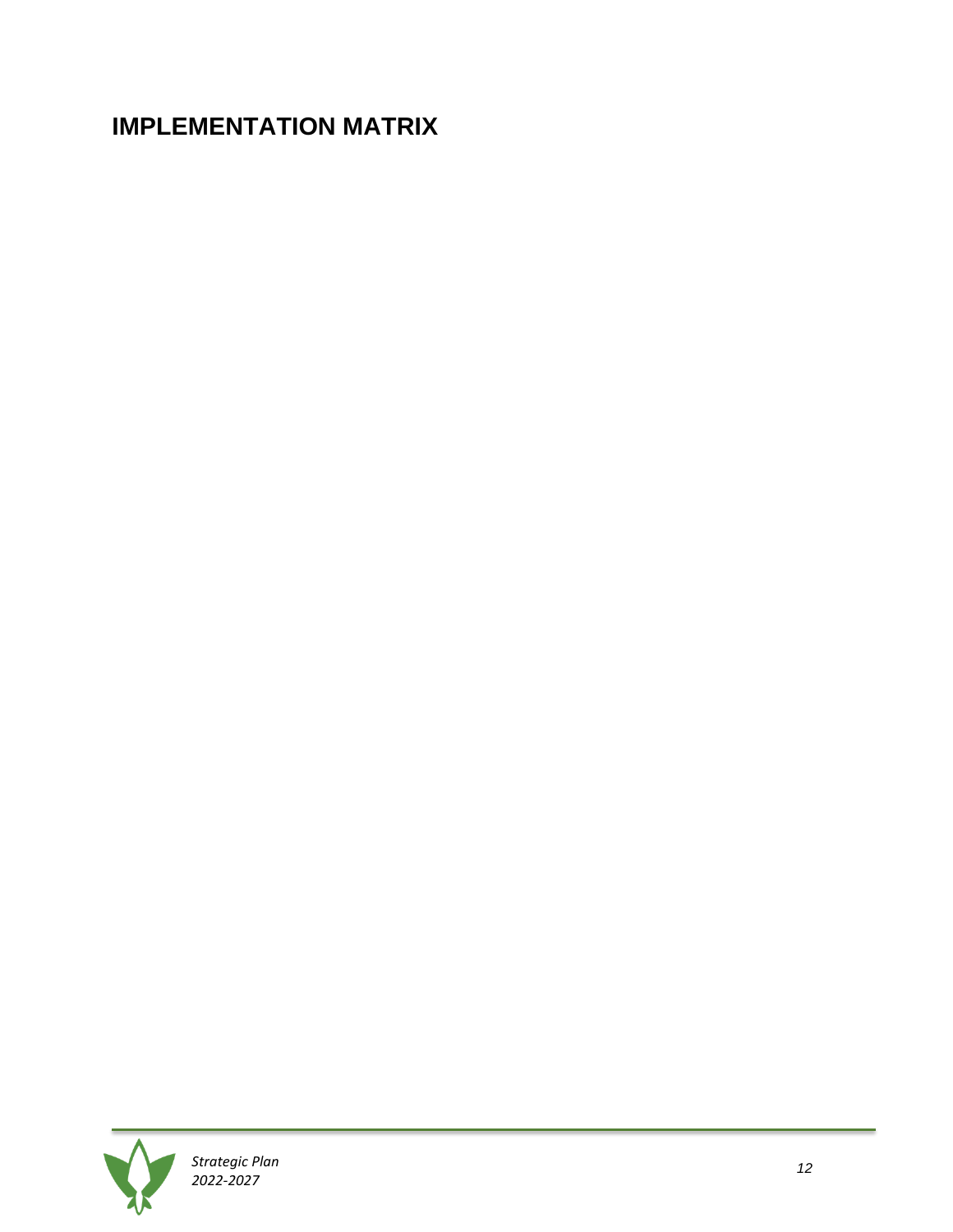# IMPLEMENTATION MATRIX